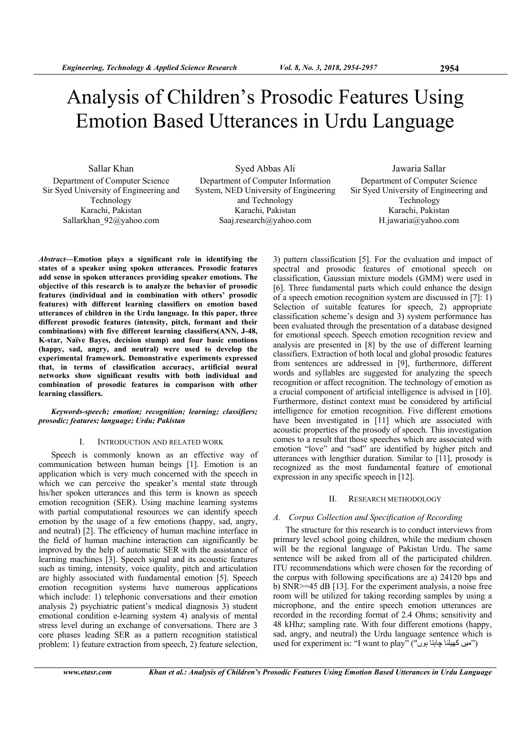# Analysis of Children's Prosodic Features Using Emotion Based Utterances in Urdu Language

Sallar Khan
Department of Computer Science
Sir Syed University of Engineering and Technology
Karachi, Pakistan
Sallarkhan_92@yahoo.com

Syed Abbas Ali
Department of Computer Information System, NED University of Engineering and Technology
Karachi, Pakistan
Saaj.research@yahoo.com

Jawaria Sallar
Department of Computer Science
Sir Syed University of Engineering and Technology
Karachi, Pakistan
H.jawaria@yahoo.com

***Abstract*—Emotion plays a significant role in identifying the states of a speaker using spoken utterances. Prosodic features add sense in spoken utterances providing speaker emotions. The objective of this research is to analyze the behavior of prosodic features (individual and in combination with others' prosodic features) with different learning classifiers on emotion based utterances of children in the Urdu language. In this paper, three different prosodic features (intensity, pitch, formant and their combinations) with five different learning classifiers(ANN, J-48, K-star, Naïve Bayes, decision stump) and four basic emotions (happy, sad, angry, and neutral) were used to develop the experimental framework. Demonstrative experiments expressed that, in terms of classification accuracy, artificial neural networks show significant results with both individual and combination of prosodic features in comparison with other learning classifiers.**

***Keywords-speech; emotion; recognition; learning; classifiers; prosodic; features; language; Urdu; Pakistan***

## I. Introduction and Related Work

Speech is commonly known as an effective way of communication between human beings [1]. Emotion is an application which is very much concerned with the speech in which we can perceive the speaker's mental state through his/her spoken utterances and this term is known as speech emotion recognition (SER). Using machine learning systems with partial computational resources we can identify speech emotion by the usage of a few emotions (happy, sad, angry, and neutral) [2]. The efficiency of human machine interface in the field of human machine interaction can significantly be improved by the help of automatic SER with the assistance of learning machines [3]. Speech signal and its acoustic features such as timing, intensity, voice quality, pitch and articulation are highly associated with fundamental emotion [5]. Speech emotion recognition systems have numerous applications which include: 1) telephonic conversations and their emotion analysis 2) psychiatric patient's medical diagnosis 3) student emotional condition e-learning system 4) analysis of mental stress level during an exchange of conversations. There are 3 core phases leading SER as a pattern recognition statistical problem: 1) feature extraction from speech, 2) feature selection, 3) pattern classification [5]. For the evaluation and impact of spectral and prosodic features of emotional speech on classification, Gaussian mixture models (GMM) were used in [6]. Three fundamental parts which could enhance the design of a speech emotion recognition system are discussed in [7]: 1) Selection of suitable features for speech, 2) appropriate classification scheme's design and 3) system performance has been evaluated through the presentation of a database designed for emotional speech. Speech emotion recognition review and analysis are presented in [8] by the use of different learning classifiers. Extraction of both local and global prosodic features from sentences are addressed in [9], furthermore, different words and syllables are suggested for analyzing the speech recognition or affect recognition. The technology of emotion as a crucial component of artificial intelligence is advised in [10]. Furthermore, distinct context must be considered by artificial intelligence for emotion recognition. Five different emotions have been investigated in [11] which are associated with acoustic properties of the prosody of speech. This investigation comes to a result that those speeches which are associated with emotion "love" and "sad" are identified by higher pitch and utterances with lengthier duration. Similar to [11], prosody is recognized as the most fundamental feature of emotional expression in any specific speech in [12].

## II. Research Methodology

### *A. Corpus Collection and Specification of Recording*

The structure for this research is to conduct interviews from primary level school going children, while the medium chosen will be the regional language of Pakistan Urdu. The same sentence will be asked from all of the participated children. ITU recommendations which were chosen for the recording of the corpus with following specifications are a) 24120 bps and b) SNR>=45 dB [13]. For the experiment analysis, a noise free room will be utilized for taking recording samples by using a microphone, and the entire speech emotion utterances are recorded in the recording format of 2.4 Ohms; sensitivity and 48 kHhz; sampling rate. With four different emotions (happy, sad, angry, and neutral) the Urdu language sentence which is used for experiment is: "I want to play" ("میں کھیلنا چاہتا ہوں")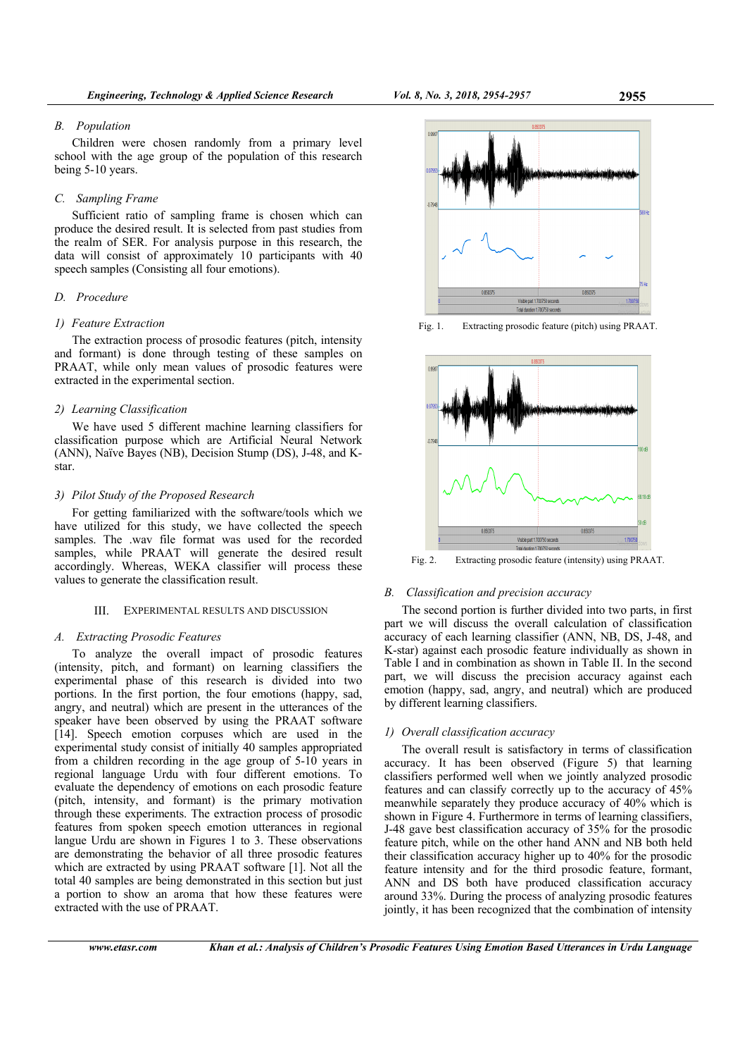### B. Population

Children were chosen randomly from a primary level school with the age group of the population of this research being 5-10 years.

### C. Sampling Frame

Sufficient ratio of sampling frame is chosen which can produce the desired result. It is selected from past studies from the realm of SER. For analysis purpose in this research, the data will consist of approximately 10 participants with 40 speech samples (Consisting all four emotions).

### D. Procedure

#### 1) Feature Extraction

The extraction process of prosodic features (pitch, intensity and formant) is done through testing of these samples on PRAAT, while only mean values of prosodic features were extracted in the experimental section.

#### 2) Learning Classification

We have used 5 different machine learning classifiers for classification purpose which are Artificial Neural Network (ANN), Naïve Bayes (NB), Decision Stump (DS), J-48, and K-star.

#### 3) Pilot Study of the Proposed Research

For getting familiarized with the software/tools which we have utilized for this study, we have collected the speech samples. The .wav file format was used for the recorded samples, while PRAAT will generate the desired result accordingly. Whereas, WEKA classifier will process these values to generate the classification result.

## III. EXPERIMENTAL RESULTS AND DISCUSSION

### A. Extracting Prosodic Features

To analyze the overall impact of prosodic features (intensity, pitch, and formant) on learning classifiers the experimental phase of this research is divided into two portions. In the first portion, the four emotions (happy, sad, angry, and neutral) which are present in the utterances of the speaker have been observed by using the PRAAT software [14]. Speech emotion corpuses which are used in the experimental study consist of initially 40 samples appropriated from a children recording in the age group of 5-10 years in regional language Urdu with four different emotions. To evaluate the dependency of emotions on each prosodic feature (pitch, intensity, and formant) is the primary motivation through these experiments. The extraction process of prosodic features from spoken speech emotion utterances in regional langue Urdu are shown in Figures 1 to 3. These observations are demonstrating the behavior of all three prosodic features which are extracted by using PRAAT software [1]. Not all the total 40 samples are being demonstrated in this section but just a portion to show an aroma that how these features were extracted with the use of PRAAT.

Fig. 1. Extracting prosodic feature (pitch) using PRAAT.

Fig. 2. Extracting prosodic feature (intensity) using PRAAT.

### B. Classification and precision accuracy

The second portion is further divided into two parts, in first part we will discuss the overall calculation of classification accuracy of each learning classifier (ANN, NB, DS, J-48, and K-star) against each prosodic feature individually as shown in Table I and in combination as shown in Table II. In the second part, we will discuss the precision accuracy against each emotion (happy, sad, angry, and neutral) which are produced by different learning classifiers.

#### 1) Overall classification accuracy

The overall result is satisfactory in terms of classification accuracy. It has been observed (Figure 5) that learning classifiers performed well when we jointly analyzed prosodic features and can classify correctly up to the accuracy of 45% meanwhile separately they produce accuracy of 40% which is shown in Figure 4. Furthermore in terms of learning classifiers, J-48 gave best classification accuracy of 35% for the prosodic feature pitch, while on the other hand ANN and NB both held their classification accuracy higher up to 40% for the prosodic feature intensity and for the third prosodic feature, formant, ANN and DS both have produced classification accuracy around 33%. During the process of analyzing prosodic features jointly, it has been recognized that the combination of intensity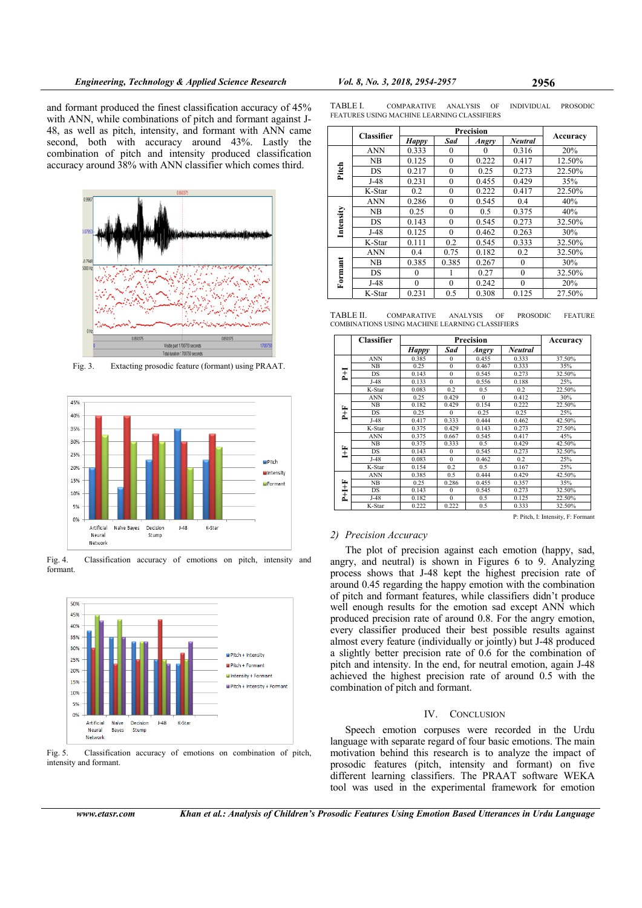and formant produced the finest classification accuracy of 45% with ANN, while combinations of pitch and formant against J-48, as well as pitch, intensity, and formant with ANN came second, both with accuracy around 43%. Lastly the combination of pitch and intensity produced classification accuracy around 38% with ANN classifier which comes third.

Fig. 3. Extacting prosodic feature (formant) using PRAAT.

Fig. 4. Classification accuracy of emotions on pitch, intensity and formant.

Fig. 5. Classification accuracy of emotions on combination of pitch, intensity and formant.

TABLE I. COMPARATIVE ANALYSIS OF INDIVIDUAL PROSODIC FEATURES USING MACHINE LEARNING CLASSIFIERS

| | Classifier | Precision | | | | Accuracy |
|---|---|---|---|---|---|---|
| | | *Happy* | *Sad* | *Angry* | *Neutral* | |
| **Pitch** | ANN | 0.333 | 0 | 0 | 0.316 | 20% |
| | NB | 0.125 | 0 | 0.222 | 0.417 | 12.50% |
| | DS | 0.217 | 0 | 0.25 | 0.273 | 22.50% |
| | J-48 | 0.231 | 0 | 0.455 | 0.429 | 35% |
| | K-Star | 0.2 | 0 | 0.222 | 0.417 | 22.50% |
| **Intensity** | ANN | 0.286 | 0 | 0.545 | 0.4 | 40% |
| | NB | 0.25 | 0 | 0.5 | 0.375 | 40% |
| | DS | 0.143 | 0 | 0.545 | 0.273 | 32.50% |
| | J-48 | 0.125 | 0 | 0.462 | 0.263 | 30% |
| | K-Star | 0.111 | 0.2 | 0.545 | 0.333 | 32.50% |
| **Formant** | ANN | 0.4 | 0.75 | 0.182 | 0.2 | 32.50% |
| | NB | 0.385 | 0.385 | 0.267 | 0 | 30% |
| | DS | 0 | 1 | 0.27 | 0 | 32.50% |
| | J-48 | 0 | 0 | 0.242 | 0 | 20% |
| | K-Star | 0.231 | 0.5 | 0.308 | 0.125 | 27.50% |

TABLE II. COMPARATIVE ANALYSIS OF PROSODIC FEATURE COMBINATIONS USING MACHINE LEARNING CLASSIFIERS

| | Classifier | Precision | | | | Accuracy |
|---|---|---|---|---|---|---|
| | | *Happy* | *Sad* | *Angry* | *Neutral* | |
| **P+I** | ANN | 0.385 | 0 | 0.455 | 0.333 | 37.50% |
| | NB | 0.25 | 0 | 0.467 | 0.333 | 35% |
| | DS | 0.143 | 0 | 0.545 | 0.273 | 32.50% |
| | J-48 | 0.133 | 0 | 0.556 | 0.188 | 25% |
| | K-Star | 0.083 | 0.2 | 0.5 | 0.2 | 22.50% |
| **P+F** | ANN | 0.25 | 0.429 | 0 | 0.412 | 30% |
| | NB | 0.182 | 0.429 | 0.154 | 0.222 | 22.50% |
| | DS | 0.25 | 0 | 0.25 | 0.25 | 25% |
| | J-48 | 0.417 | 0.333 | 0.444 | 0.462 | 42.50% |
| | K-Star | 0.375 | 0.429 | 0.143 | 0.273 | 27.50% |
| **I+F** | ANN | 0.375 | 0.667 | 0.545 | 0.417 | 45% |
| | NB | 0.375 | 0.333 | 0.5 | 0.429 | 42.50% |
| | DS | 0.143 | 0 | 0.545 | 0.273 | 32.50% |
| | J-48 | 0.083 | 0 | 0.462 | 0.2 | 25% |
| | K-Star | 0.154 | 0.2 | 0.5 | 0.167 | 25% |
| **P+I+F** | ANN | 0.385 | 0.5 | 0.444 | 0.429 | 42.50% |
| | NB | 0.25 | 0.286 | 0.455 | 0.357 | 35% |
| | DS | 0.143 | 0 | 0.545 | 0.273 | 32.50% |
| | J-48 | 0.182 | 0 | 0.5 | 0.125 | 22.50% |
| | K-Star | 0.222 | 0.222 | 0.5 | 0.333 | 32.50% |

P: Pitch, I: Intensity, F: Formant

### 2) *Precision Accuracy*

The plot of precision against each emotion (happy, sad, angry, and neutral) is shown in Figures 6 to 9. Analyzing process shows that J-48 kept the highest precision rate of around 0.45 regarding the happy emotion with the combination of pitch and formant features, while classifiers didn't produce well enough results for the emotion sad except ANN which produced precision rate of around 0.8. For the angry emotion, every classifier produced their best possible results against almost every feature (individually or jointly) but J-48 produced a slightly better precision rate of 0.6 for the combination of pitch and intensity. In the end, for neutral emotion, again J-48 achieved the highest precision rate of around 0.5 with the combination of pitch and formant.

## IV. Conclusion

Speech emotion corpuses were recorded in the Urdu language with separate regard of four basic emotions. The main motivation behind this research is to analyze the impact of prosodic features (pitch, intensity and formant) on five different learning classifiers. The PRAAT software WEKA tool was used in the experimental framework for emotion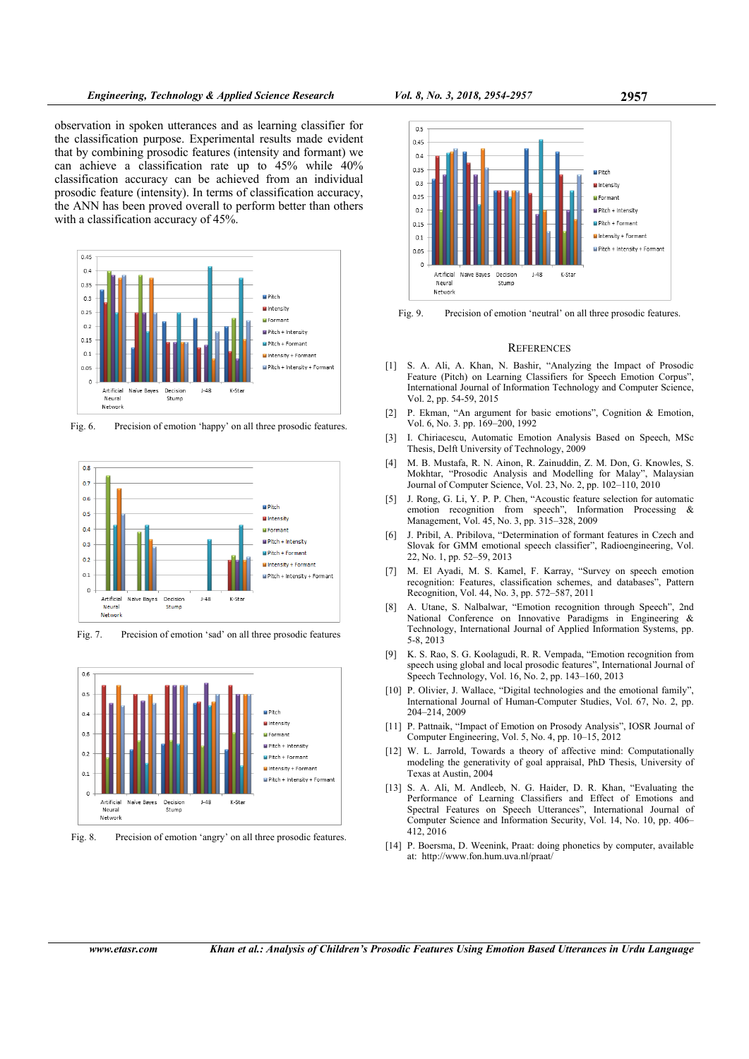observation in spoken utterances and as learning classifier for the classification purpose. Experimental results made evident that by combining prosodic features (intensity and formant) we can achieve a classification rate up to 45% while 40% classification accuracy can be achieved from an individual prosodic feature (intensity). In terms of classification accuracy, the ANN has been proved overall to perform better than others with a classification accuracy of 45%.

0.45
0.4
0.35
0.3
0.25
0.2
0.15
0.1
0.05
0

Artificial Neural Network
Naive Bayes
Decision Stump
J-48
K-Star

Pitch
Intensity
Formant
Pitch + Intensity
Pitch + Formant
Intensity + Formant
Pitch + Intensity + Formant

Fig. 6. Precision of emotion 'happy' on all three prosodic features.

0.8
0.7
0.6
0.5
0.4
0.3
0.2
0.1
0

Artificial Neural Network
Naive Bayes
Decision Stump
J-48
K-Star

Pitch
Intensity
Formant
Pitch + Intensity
Pitch + Formant
Intensity + Formant
Pitch + Intensity + Formant

Fig. 7. Precision of emotion 'sad' on all three prosodic features

0.6
0.5
0.4
0.3
0.2
0.1
0

Artificial Neural Network
Naive Bayes
Decision Stump
J-48
K-Star

Pitch
Intensity
Formant
Pitch + Intensity
Pitch + Formant
Intensity + Formant
Pitch + Intensity + Formant

Fig. 8. Precision of emotion 'angry' on all three prosodic features.

0.5
0.45
0.4
0.35
0.3
0.25
0.2
0.15
0.1
0.05
0

Artificial Neural Network
Naive Bayes
Decision Stump
J-48
K-Star

Pitch
Intensity
Formant
Pitch + Intensity
Pitch + Formant
Intensity + Formant
Pitch + Intensity + Formant

Fig. 9. Precision of emotion 'neutral' on all three prosodic features.

## References

[1] S. A. Ali, A. Khan, N. Bashir, "Analyzing the Impact of Prosodic Feature (Pitch) on Learning Classifiers for Speech Emotion Corpus", International Journal of Information Technology and Computer Science, Vol. 2, pp. 54-59, 2015

[2] P. Ekman, "An argument for basic emotions", Cognition & Emotion, Vol. 6, No. 3. pp. 169–200, 1992

[3] I. Chiriacescu, Automatic Emotion Analysis Based on Speech, MSc Thesis, Delft University of Technology, 2009

[4] M. B. Mustafa, R. N. Ainon, R. Zainuddin, Z. M. Don, G. Knowles, S. Mokhtar, "Prosodic Analysis and Modelling for Malay", Malaysian Journal of Computer Science, Vol. 23, No. 2, pp. 102–110, 2010

[5] J. Rong, G. Li, Y. P. P. Chen, "Acoustic feature selection for automatic emotion recognition from speech", Information Processing & Management, Vol. 45, No. 3, pp. 315–328, 2009

[6] J. Pribil, A. Pribilova, "Determination of formant features in Czech and Slovak for GMM emotional speech classifier", Radioengineering, Vol. 22, No. 1, pp. 52–59, 2013

[7] M. El Ayadi, M. S. Kamel, F. Karray, "Survey on speech emotion recognition: Features, classification schemes, and databases", Pattern Recognition, Vol. 44, No. 3, pp. 572–587, 2011

[8] A. Utane, S. Nalbalwar, "Emotion recognition through Speech", 2nd National Conference on Innovative Paradigms in Engineering & Technology, International Journal of Applied Information Systems, pp. 5-8, 2013

[9] K. S. Rao, S. G. Koolagudi, R. R. Vempada, "Emotion recognition from speech using global and local prosodic features", International Journal of Speech Technology, Vol. 16, No. 2, pp. 143–160, 2013

[10] P. Olivier, J. Wallace, "Digital technologies and the emotional family", International Journal of Human-Computer Studies, Vol. 67, No. 2, pp. 204–214, 2009

[11] P. Pattnaik, "Impact of Emotion on Prosody Analysis", IOSR Journal of Computer Engineering, Vol. 5, No. 4, pp. 10–15, 2012

[12] W. L. Jarrold, Towards a theory of affective mind: Computationally modeling the generativity of goal appraisal, PhD Thesis, University of Texas at Austin, 2004

[13] S. A. Ali, M. Andleeb, N. G. Haider, D. R. Khan, "Evaluating the Performance of Learning Classifiers and Effect of Emotions and Spectral Features on Speech Utterances", International Journal of Computer Science and Information Security, Vol. 14, No. 10, pp. 406–412, 2016

[14] P. Boersma, D. Weenink, Praat: doing phonetics by computer, available at: http://www.fon.hum.uva.nl/praat/